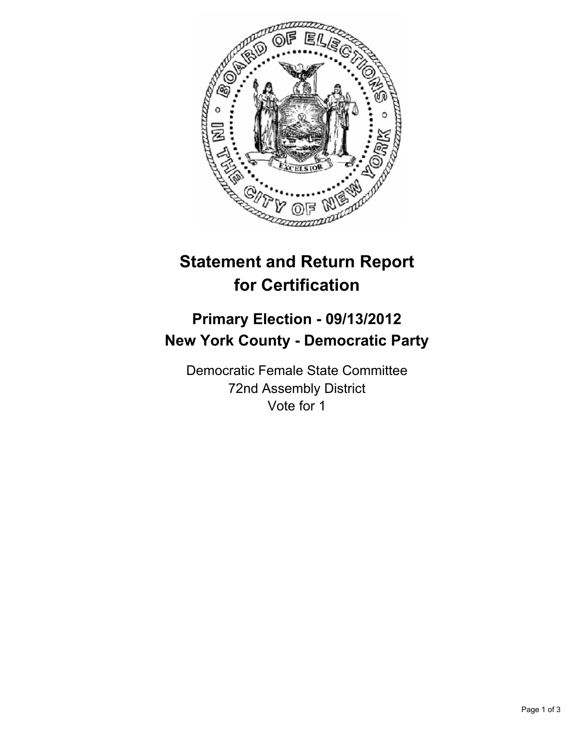# Statement and Return Report for Certification

## Primary Election - 09/13/2012
## New York County - Democratic Party

Democratic Female State Committee
72nd Assembly District
Vote for 1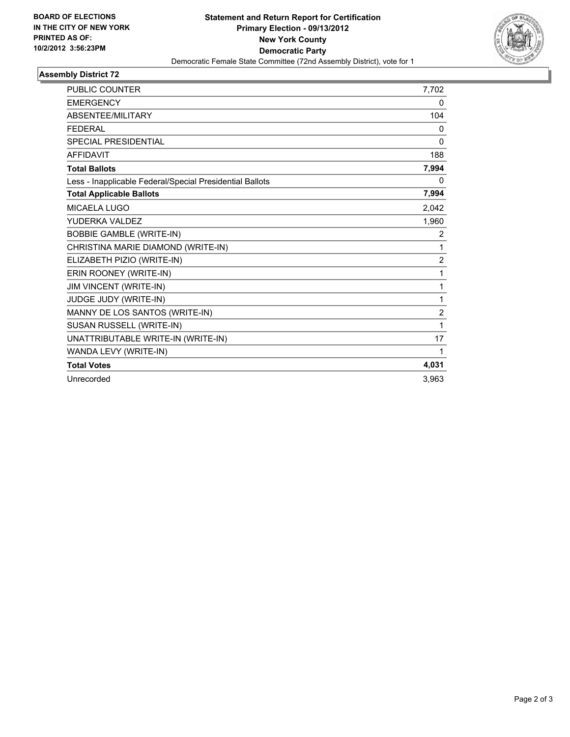**BOARD OF ELECTIONS IN THE CITY OF NEW YORK PRINTED AS OF: 10/2/2012 3:56:23PM**

**Statement and Return Report for Certification**
**Primary Election - 09/13/2012**
**New York County**
**Democratic Party**
Democratic Female State Committee (72nd Assembly District), vote for 1

## Assembly District 72

| | |
|---|---|
| PUBLIC COUNTER | 7,702 |
| EMERGENCY | 0 |
| ABSENTEE/MILITARY | 104 |
| FEDERAL | 0 |
| SPECIAL PRESIDENTIAL | 0 |
| AFFIDAVIT | 188 |
| **Total Ballots** | **7,994** |
| Less - Inapplicable Federal/Special Presidential Ballots | 0 |
| **Total Applicable Ballots** | **7,994** |
| MICAELA LUGO | 2,042 |
| YUDERKA VALDEZ | 1,960 |
| BOBBIE GAMBLE (WRITE-IN) | 2 |
| CHRISTINA MARIE DIAMOND (WRITE-IN) | 1 |
| ELIZABETH PIZIO (WRITE-IN) | 2 |
| ERIN ROONEY (WRITE-IN) | 1 |
| JIM VINCENT (WRITE-IN) | 1 |
| JUDGE JUDY (WRITE-IN) | 1 |
| MANNY DE LOS SANTOS (WRITE-IN) | 2 |
| SUSAN RUSSELL (WRITE-IN) | 1 |
| UNATTRIBUTABLE WRITE-IN (WRITE-IN) | 17 |
| WANDA LEVY (WRITE-IN) | 1 |
| **Total Votes** | **4,031** |
| Unrecorded | 3,963 |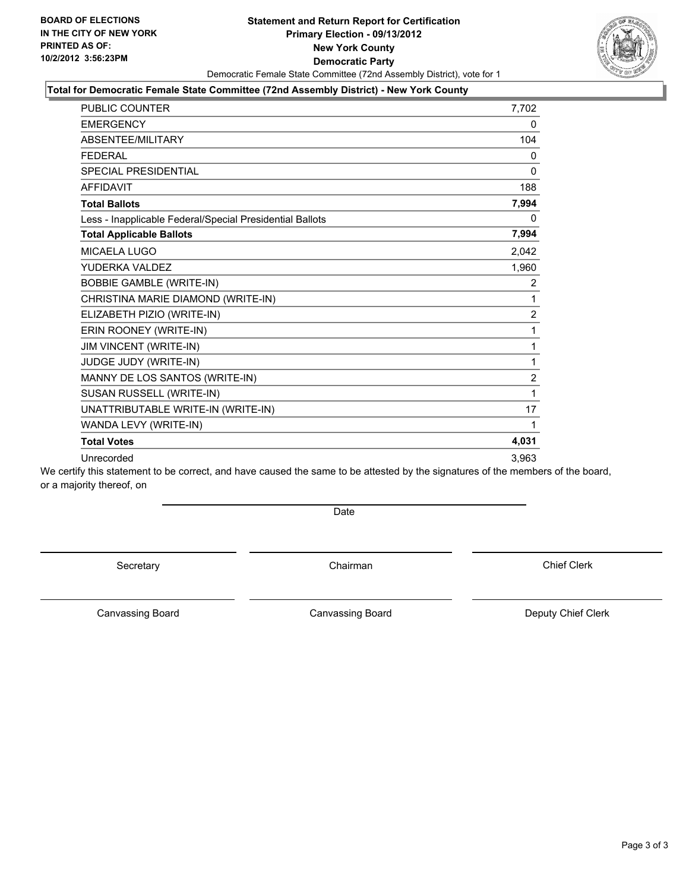**BOARD OF ELECTIONS IN THE CITY OF NEW YORK PRINTED AS OF: 10/2/2012 3:56:23PM**

# Statement and Return Report for Certification
## Primary Election - 09/13/2012
## New York County
## Democratic Party

Democratic Female State Committee (72nd Assembly District), vote for 1

### Total for Democratic Female State Committee (72nd Assembly District) - New York County

| | |
|---|---|
| PUBLIC COUNTER | 7,702 |
| EMERGENCY | 0 |
| ABSENTEE/MILITARY | 104 |
| FEDERAL | 0 |
| SPECIAL PRESIDENTIAL | 0 |
| AFFIDAVIT | 188 |
| **Total Ballots** | **7,994** |
| Less - Inapplicable Federal/Special Presidential Ballots | 0 |
| **Total Applicable Ballots** | **7,994** |
| MICAELA LUGO | 2,042 |
| YUDERKA VALDEZ | 1,960 |
| BOBBIE GAMBLE (WRITE-IN) | 2 |
| CHRISTINA MARIE DIAMOND (WRITE-IN) | 1 |
| ELIZABETH PIZIO (WRITE-IN) | 2 |
| ERIN ROONEY (WRITE-IN) | 1 |
| JIM VINCENT (WRITE-IN) | 1 |
| JUDGE JUDY (WRITE-IN) | 1 |
| MANNY DE LOS SANTOS (WRITE-IN) | 2 |
| SUSAN RUSSELL (WRITE-IN) | 1 |
| UNATTRIBUTABLE WRITE-IN (WRITE-IN) | 17 |
| WANDA LEVY (WRITE-IN) | 1 |
| **Total Votes** | **4,031** |
| Unrecorded | 3,963 |

We certify this statement to be correct, and have caused the same to be attested by the signatures of the members of the board, or a majority thereof, on

Date

Secretary

Chairman

Chief Clerk

Canvassing Board

Canvassing Board

Deputy Chief Clerk